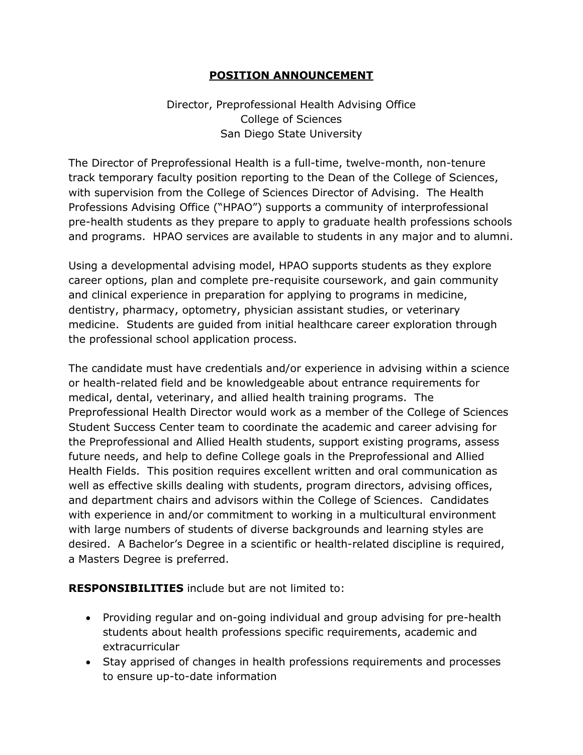# **POSITION ANNOUNCEMENT**

Director, Preprofessional Health Advising Office
College of Sciences
San Diego State University

The Director of Preprofessional Health is a full-time, twelve-month, non-tenure track temporary faculty position reporting to the Dean of the College of Sciences, with supervision from the College of Sciences Director of Advising. The Health Professions Advising Office ("HPAO") supports a community of interprofessional pre-health students as they prepare to apply to graduate health professions schools and programs. HPAO services are available to students in any major and to alumni.

Using a developmental advising model, HPAO supports students as they explore career options, plan and complete pre-requisite coursework, and gain community and clinical experience in preparation for applying to programs in medicine, dentistry, pharmacy, optometry, physician assistant studies, or veterinary medicine. Students are guided from initial healthcare career exploration through the professional school application process.

The candidate must have credentials and/or experience in advising within a science or health-related field and be knowledgeable about entrance requirements for medical, dental, veterinary, and allied health training programs. The Preprofessional Health Director would work as a member of the College of Sciences Student Success Center team to coordinate the academic and career advising for the Preprofessional and Allied Health students, support existing programs, assess future needs, and help to define College goals in the Preprofessional and Allied Health Fields. This position requires excellent written and oral communication as well as effective skills dealing with students, program directors, advising offices, and department chairs and advisors within the College of Sciences. Candidates with experience in and/or commitment to working in a multicultural environment with large numbers of students of diverse backgrounds and learning styles are desired. A Bachelor's Degree in a scientific or health-related discipline is required, a Masters Degree is preferred.

**RESPONSIBILITIES** include but are not limited to:

- Providing regular and on-going individual and group advising for pre-health students about health professions specific requirements, academic and extracurricular
- Stay apprised of changes in health professions requirements and processes to ensure up-to-date information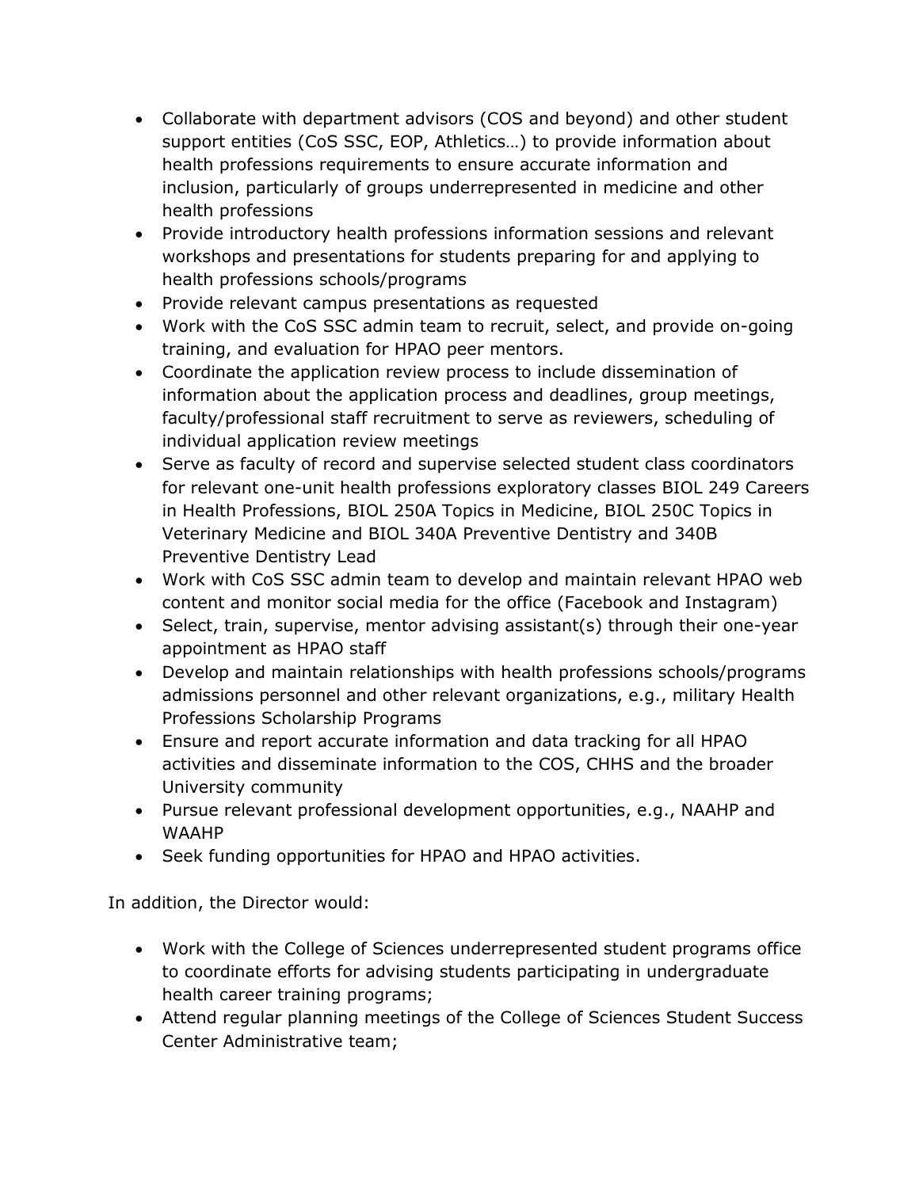- Collaborate with department advisors (COS and beyond) and other student support entities (CoS SSC, EOP, Athletics…) to provide information about health professions requirements to ensure accurate information and inclusion, particularly of groups underrepresented in medicine and other health professions
- Provide introductory health professions information sessions and relevant workshops and presentations for students preparing for and applying to health professions schools/programs
- Provide relevant campus presentations as requested
- Work with the CoS SSC admin team to recruit, select, and provide on-going training, and evaluation for HPAO peer mentors.
- Coordinate the application review process to include dissemination of information about the application process and deadlines, group meetings, faculty/professional staff recruitment to serve as reviewers, scheduling of individual application review meetings
- Serve as faculty of record and supervise selected student class coordinators for relevant one-unit health professions exploratory classes BIOL 249 Careers in Health Professions, BIOL 250A Topics in Medicine, BIOL 250C Topics in Veterinary Medicine and BIOL 340A Preventive Dentistry and 340B Preventive Dentistry Lead
- Work with CoS SSC admin team to develop and maintain relevant HPAO web content and monitor social media for the office (Facebook and Instagram)
- Select, train, supervise, mentor advising assistant(s) through their one-year appointment as HPAO staff
- Develop and maintain relationships with health professions schools/programs admissions personnel and other relevant organizations, e.g., military Health Professions Scholarship Programs
- Ensure and report accurate information and data tracking for all HPAO activities and disseminate information to the COS, CHHS and the broader University community
- Pursue relevant professional development opportunities, e.g., NAAHP and WAAHP
- Seek funding opportunities for HPAO and HPAO activities.

In addition, the Director would:

- Work with the College of Sciences underrepresented student programs office to coordinate efforts for advising students participating in undergraduate health career training programs;
- Attend regular planning meetings of the College of Sciences Student Success Center Administrative team;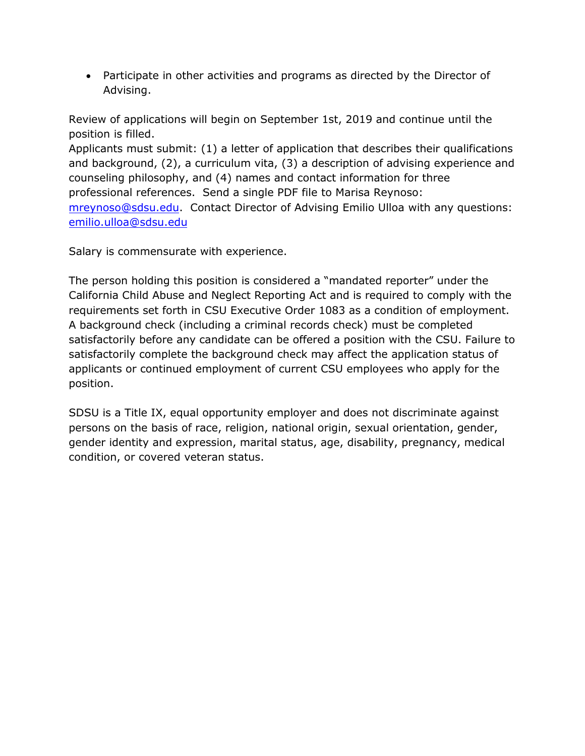- Participate in other activities and programs as directed by the Director of Advising.

Review of applications will begin on September 1st, 2019 and continue until the position is filled.
Applicants must submit: (1) a letter of application that describes their qualifications and background, (2), a curriculum vita, (3) a description of advising experience and counseling philosophy, and (4) names and contact information for three professional references. Send a single PDF file to Marisa Reynoso: mreynoso@sdsu.edu. Contact Director of Advising Emilio Ulloa with any questions: emilio.ulloa@sdsu.edu

Salary is commensurate with experience.

The person holding this position is considered a "mandated reporter" under the California Child Abuse and Neglect Reporting Act and is required to comply with the requirements set forth in CSU Executive Order 1083 as a condition of employment. A background check (including a criminal records check) must be completed satisfactorily before any candidate can be offered a position with the CSU. Failure to satisfactorily complete the background check may affect the application status of applicants or continued employment of current CSU employees who apply for the position.

SDSU is a Title IX, equal opportunity employer and does not discriminate against persons on the basis of race, religion, national origin, sexual orientation, gender, gender identity and expression, marital status, age, disability, pregnancy, medical condition, or covered veteran status.